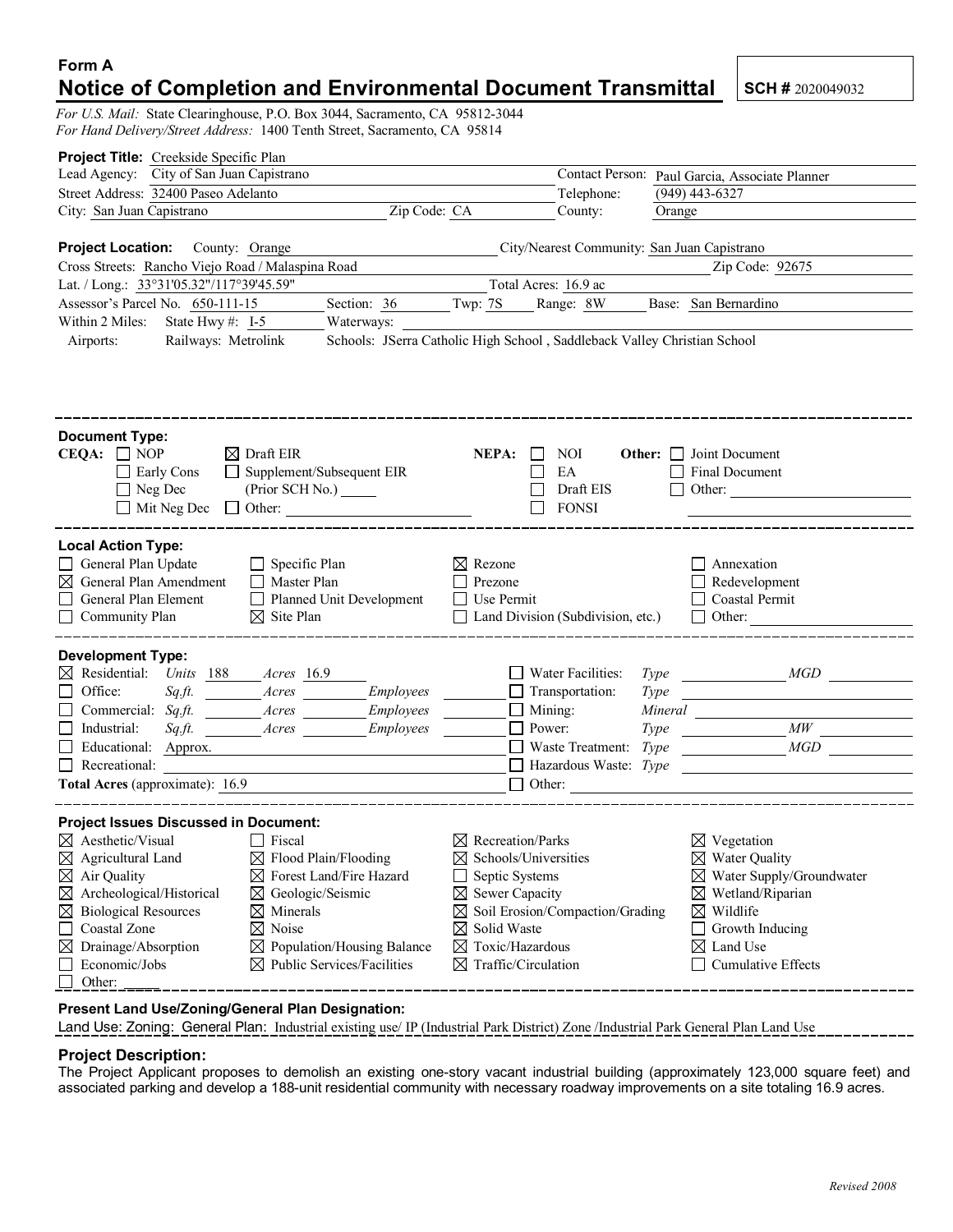**Form A**

# Notice of Completion and Environmental Document Transmittal

**SCH #** 2020049032

*For U.S. Mail:* State Clearinghouse, P.O. Box 3044, Sacramento, CA 95812-3044
*For Hand Delivery/Street Address:* 1400 Tenth Street, Sacramento, CA 95814

**Project Title:** Creekside Specific Plan

Lead Agency: City of San Juan Capistrano
Contact Person: Paul Garcia, Associate Planner
Street Address: 32400 Paseo Adelanto
Telephone: (949) 443-6327
City: San Juan Capistrano
Zip Code: CA
County: Orange

**Project Location:** County: Orange
City/Nearest Community: San Juan Capistrano
Cross Streets: Rancho Viejo Road / Malaspina Road
Zip Code: 92675
Lat. / Long.: 33°31'05.32"/117°39'45.59"
Total Acres: 16.9 ac
Assessor's Parcel No. 650-111-15
Section: 36
Twp: 7S
Range: 8W
Base: San Bernardino
Within 2 Miles: State Hwy #: I-5
Waterways:
Airports:
Railways: Metrolink
Schools: JSerra Catholic High School , Saddleback Valley Christian School

---

**Document Type:**

**CEQA:** ☐ NOP ☒ Draft EIR ☐ Early Cons ☐ Supplement/Subsequent EIR (Prior SCH No.) ☐ Neg Dec ☐ Mit Neg Dec ☐ Other:

**NEPA:** ☐ NOI ☐ EA ☐ Draft EIS ☐ FONSI

**Other:** ☐ Joint Document ☐ Final Document ☐ Other:

---

**Local Action Type:**

- ☐ General Plan Update
- ☒ General Plan Amendment
- ☐ General Plan Element
- ☐ Community Plan
- ☐ Specific Plan
- ☐ Master Plan
- ☐ Planned Unit Development
- ☒ Site Plan
- ☒ Rezone
- ☐ Prezone
- ☐ Use Permit
- ☐ Land Division (Subdivision, etc.)
- ☐ Annexation
- ☐ Redevelopment
- ☐ Coastal Permit
- ☐ Other:

---

**Development Type:**

- ☒ Residential: *Units* 188 *Acres* 16.9
- ☐ Office: *Sq.ft.* *Acres* *Employees*
- ☐ Commercial: *Sq.ft.* *Acres* *Employees*
- ☐ Industrial: *Sq.ft.* *Acres* *Employees*
- ☐ Educational: Approx.
- ☐ Recreational:
- ☐ Water Facilities: *Type* *MGD*
- ☐ Transportation: *Type*
- ☐ Mining: *Mineral*
- ☐ Power: *Type* *MW*
- ☐ Waste Treatment: *Type* *MGD*
- ☐ Hazardous Waste: *Type*
- ☐ Other:

**Total Acres** (approximate): 16.9

---

**Project Issues Discussed in Document:**

- ☒ Aesthetic/Visual
- ☒ Agricultural Land
- ☒ Air Quality
- ☒ Archeological/Historical
- ☒ Biological Resources
- ☐ Coastal Zone
- ☒ Drainage/Absorption
- ☐ Economic/Jobs
- ☐ Other:
- ☐ Fiscal
- ☒ Flood Plain/Flooding
- ☒ Forest Land/Fire Hazard
- ☒ Geologic/Seismic
- ☒ Minerals
- ☒ Noise
- ☒ Population/Housing Balance
- ☒ Public Services/Facilities
- ☒ Recreation/Parks
- ☒ Schools/Universities
- ☐ Septic Systems
- ☒ Sewer Capacity
- ☒ Soil Erosion/Compaction/Grading
- ☒ Solid Waste
- ☒ Toxic/Hazardous
- ☒ Traffic/Circulation
- ☒ Vegetation
- ☒ Water Quality
- ☒ Water Supply/Groundwater
- ☒ Wetland/Riparian
- ☒ Wildlife
- ☐ Growth Inducing
- ☒ Land Use
- ☐ Cumulative Effects

---

**Present Land Use/Zoning/General Plan Designation:**

Land Use: Zoning: General Plan: Industrial existing use/ IP (Industrial Park District) Zone /Industrial Park General Plan Land Use

**Project Description:**

The Project Applicant proposes to demolish an existing one-story vacant industrial building (approximately 123,000 square feet) and associated parking and develop a 188-unit residential community with necessary roadway improvements on a site totaling 16.9 acres.

*Revised 2008*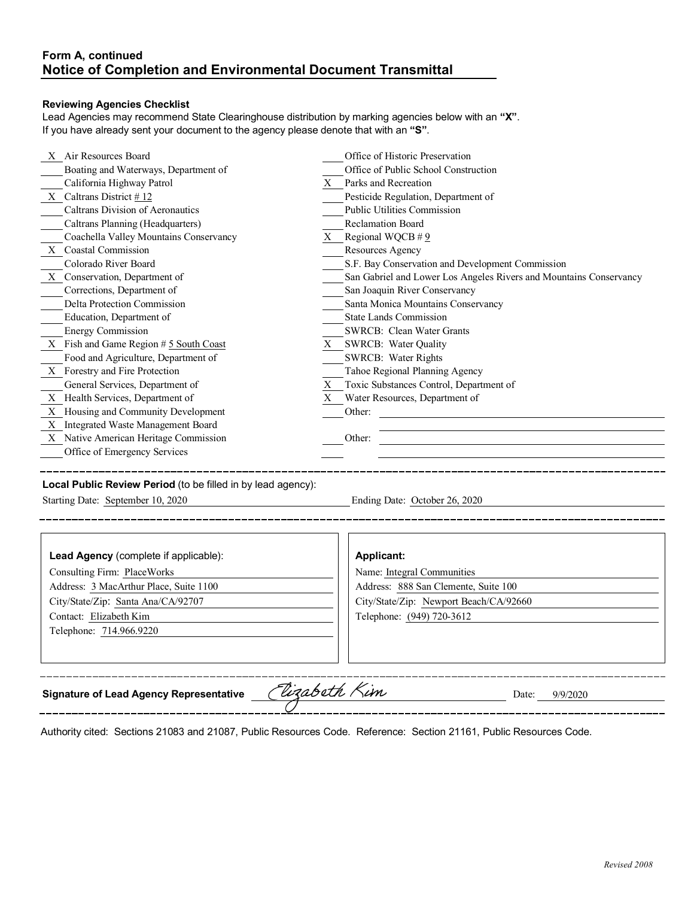**Form A, continued**

## Notice of Completion and Environmental Document Transmittal

**Reviewing Agencies Checklist**

Lead Agencies may recommend State Clearinghouse distribution by marking agencies below with an **"X"**.
If you have already sent your document to the agency please denote that with an **"S"**.

| | | | |
|---|---|---|---|
| X | Air Resources Board | | Office of Historic Preservation |
| | Boating and Waterways, Department of | | Office of Public School Construction |
| | California Highway Patrol | X | Parks and Recreation |
| X | Caltrans District # 12 | | Pesticide Regulation, Department of |
| | Caltrans Division of Aeronautics | | Public Utilities Commission |
| | Caltrans Planning (Headquarters) | | Reclamation Board |
| | Coachella Valley Mountains Conservancy | X | Regional WQCB # 9 |
| X | Coastal Commission | | Resources Agency |
| | Colorado River Board | | S.F. Bay Conservation and Development Commission |
| X | Conservation, Department of | | San Gabriel and Lower Los Angeles Rivers and Mountains Conservancy |
| | Corrections, Department of | | San Joaquin River Conservancy |
| | Delta Protection Commission | | Santa Monica Mountains Conservancy |
| | Education, Department of | | State Lands Commission |
| | Energy Commission | | SWRCB: Clean Water Grants |
| X | Fish and Game Region # 5 South Coast | X | SWRCB: Water Quality |
| | Food and Agriculture, Department of | | SWRCB: Water Rights |
| X | Forestry and Fire Protection | | Tahoe Regional Planning Agency |
| | General Services, Department of | X | Toxic Substances Control, Department of |
| X | Health Services, Department of | X | Water Resources, Department of |
| X | Housing and Community Development | | Other: |
| X | Integrated Waste Management Board | | |
| X | Native American Heritage Commission | | Other: |
| | Office of Emergency Services | | |

**Local Public Review Period** (to be filled in by lead agency):

Starting Date: September 10, 2020 Ending Date: October 26, 2020

**Lead Agency** (complete if applicable):

Consulting Firm: PlaceWorks
Address: 3 MacArthur Place, Suite 1100
City/State/Zip: Santa Ana/CA/92707
Contact: Elizabeth Kim
Telephone: 714.966.9220

**Applicant:**

Name: Integral Communities
Address: 888 San Clemente, Suite 100
City/State/Zip: Newport Beach/CA/92660
Telephone: (949) 720-3612

**Signature of Lead Agency Representative** Elizabeth Kim Date: 9/9/2020

Authority cited: Sections 21083 and 21087, Public Resources Code. Reference: Section 21161, Public Resources Code.

*Revised 2008*